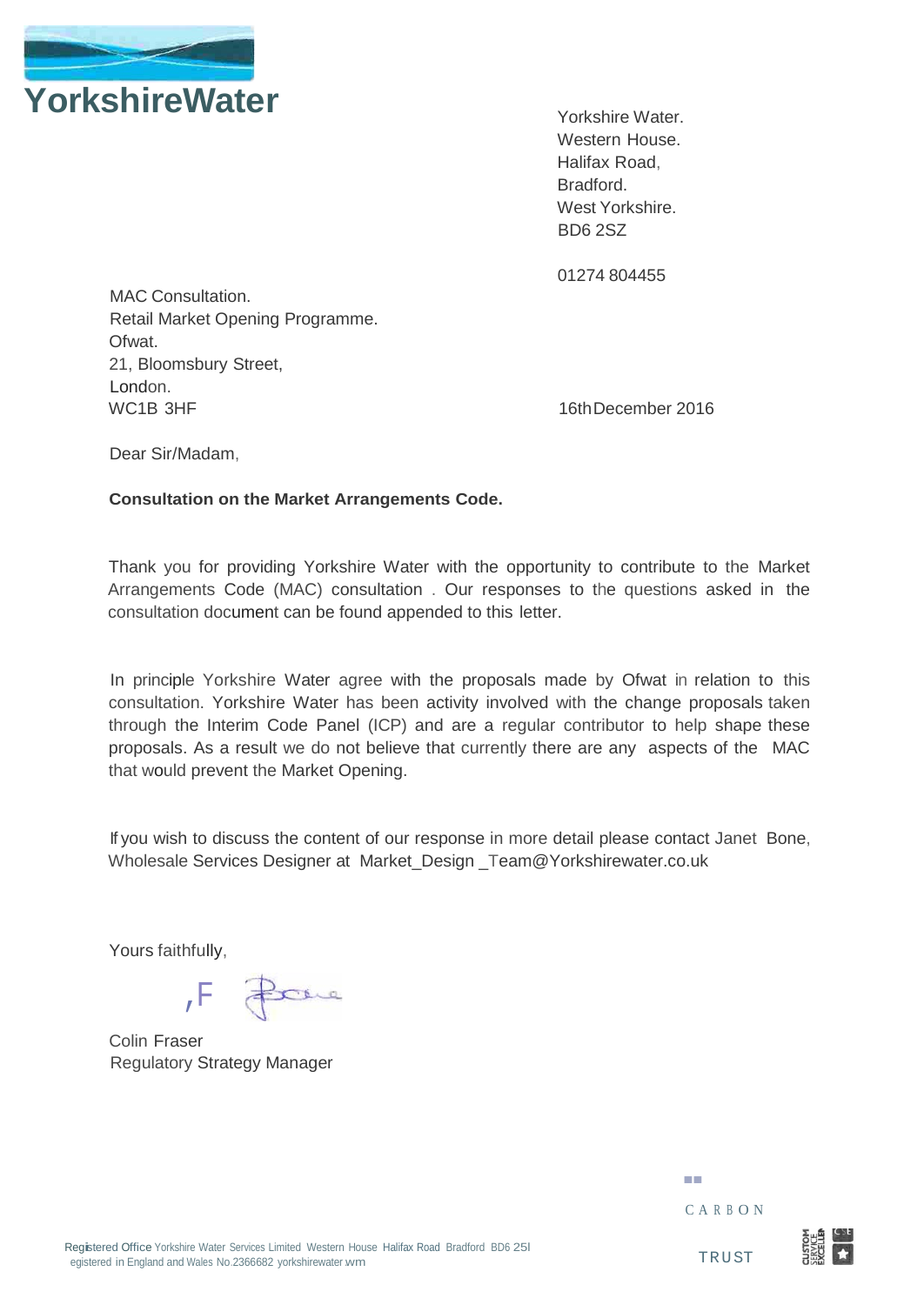# YorkshireWater

Yorkshire Water.
Western House.
Halifax Road,
Bradford.
West Yorkshire.
BD6 2SZ

01274 804455

MAC Consultation.
Retail Market Opening Programme.
Ofwat.
21, Bloomsbury Street,
London.
WC1B 3HF

16th December 2016

Dear Sir/Madam,

**Consultation on the Market Arrangements Code.**

Thank you for providing Yorkshire Water with the opportunity to contribute to the Market Arrangements Code (MAC) consultation . Our responses to the questions asked in the consultation document can be found appended to this letter.

In principle Yorkshire Water agree with the proposals made by Ofwat in relation to this consultation. Yorkshire Water has been activity involved with the change proposals taken through the Interim Code Panel (ICP) and are a regular contributor to help shape these proposals. As a result we do not believe that currently there are any aspects of the MAC that would prevent the Market Opening.

If you wish to discuss the content of our response in more detail please contact Janet Bone, Wholesale Services Designer at Market_Design _Team@Yorkshirewater.co.uk

Yours faithfully,

Colin Fraser
Regulatory Strategy Manager

Registered Office Yorkshire Water Services Limited Western House Halifax Road Bradford BD6 2SZ
Registered in England and Wales No.2366682 yorkshirewater.com

CARBON TRUST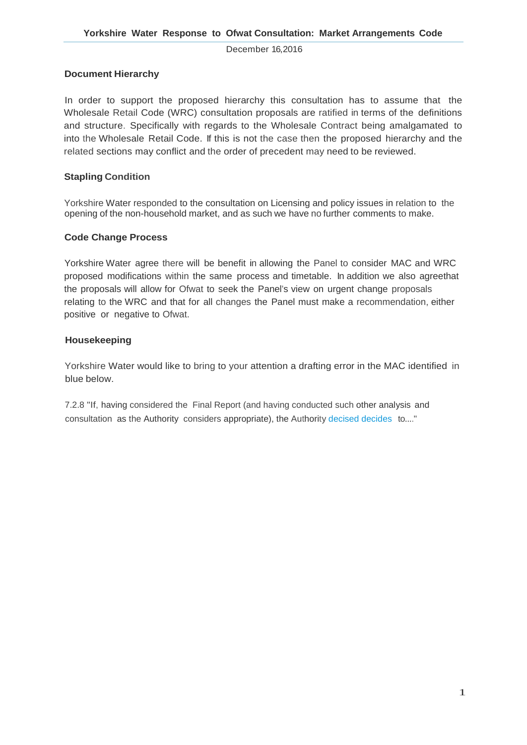Yorkshire Water Response to Ofwat Consultation: Market Arrangements Code

December 16,2016

**Document Hierarchy**

In order to support the proposed hierarchy this consultation has to assume that the Wholesale Retail Code (WRC) consultation proposals are ratified in terms of the definitions and structure. Specifically with regards to the Wholesale Contract being amalgamated to into the Wholesale Retail Code. If this is not the case then the proposed hierarchy and the related sections may conflict and the order of precedent may need to be reviewed.

**Stapling Condition**

Yorkshire Water responded to the consultation on Licensing and policy issues in relation to the opening of the non-household market, and as such we have no further comments to make.

**Code Change Process**

Yorkshire Water agree there will be benefit in allowing the Panel to consider MAC and WRC proposed modifications within the same process and timetable. In addition we also agreethat the proposals will allow for Ofwat to seek the Panel's view on urgent change proposals relating to the WRC and that for all changes the Panel must make a recommendation, either positive or negative to Ofwat.

**Housekeeping**

Yorkshire Water would like to bring to your attention a drafting error in the MAC identified in blue below.

7.2.8 "If, having considered the Final Report (and having conducted such other analysis and consultation as the Authority considers appropriate), the Authority decised decides to...."